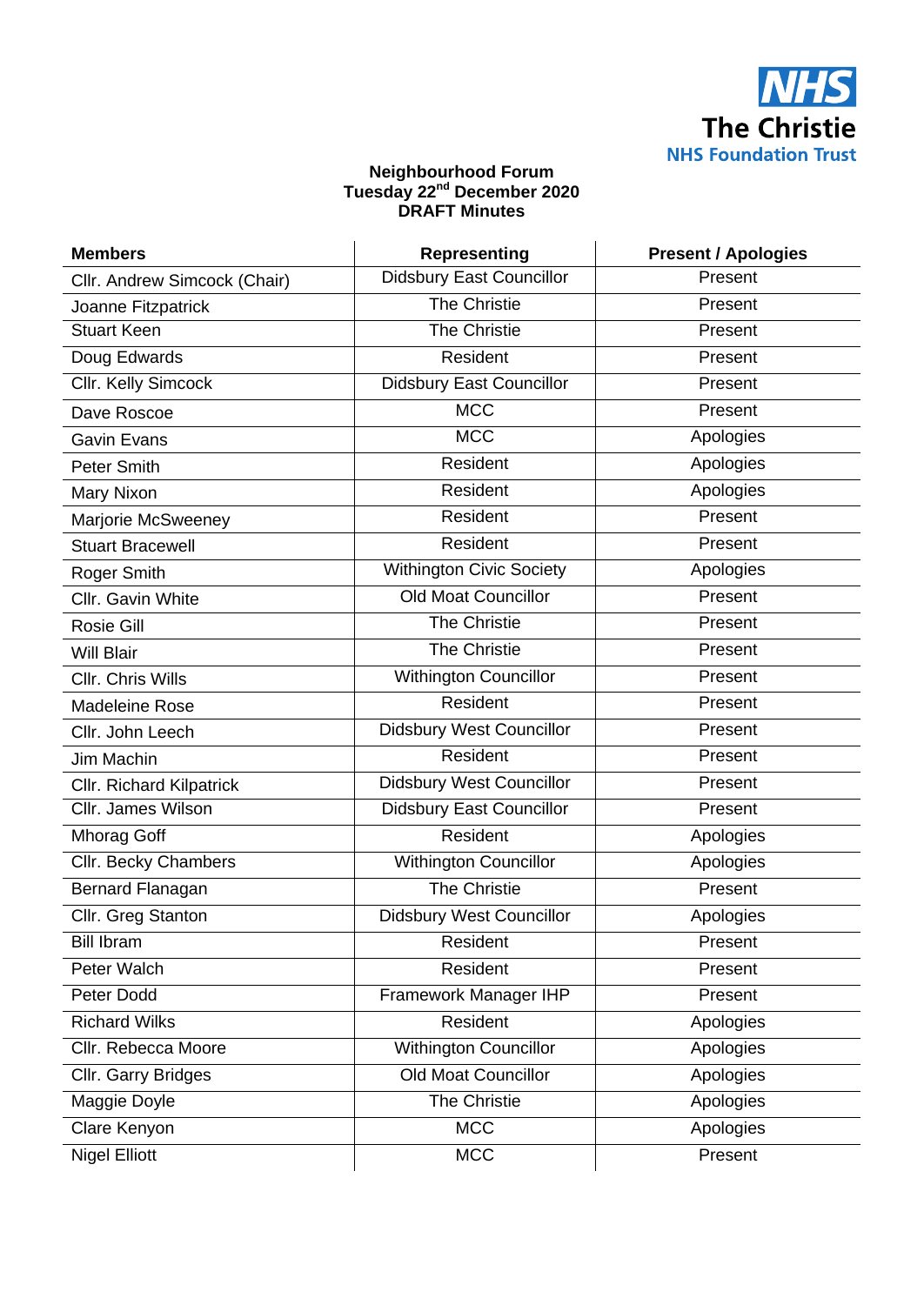NHS
The Christie
NHS Foundation Trust

**Neighbourhood Forum**
**Tuesday 22nd December 2020**
**DRAFT Minutes**

| Members | Representing | Present / Apologies |
|---|---|---|
| Cllr. Andrew Simcock (Chair) | Didsbury East Councillor | Present |
| Joanne Fitzpatrick | The Christie | Present |
| Stuart Keen | The Christie | Present |
| Doug Edwards | Resident | Present |
| Cllr. Kelly Simcock | Didsbury East Councillor | Present |
| Dave Roscoe | MCC | Present |
| Gavin Evans | MCC | Apologies |
| Peter Smith | Resident | Apologies |
| Mary Nixon | Resident | Apologies |
| Marjorie McSweeney | Resident | Present |
| Stuart Bracewell | Resident | Present |
| Roger Smith | Withington Civic Society | Apologies |
| Cllr. Gavin White | Old Moat Councillor | Present |
| Rosie Gill | The Christie | Present |
| Will Blair | The Christie | Present |
| Cllr. Chris Wills | Withington Councillor | Present |
| Madeleine Rose | Resident | Present |
| Cllr. John Leech | Didsbury West Councillor | Present |
| Jim Machin | Resident | Present |
| Cllr. Richard Kilpatrick | Didsbury West Councillor | Present |
| Cllr. James Wilson | Didsbury East Councillor | Present |
| Mhorag Goff | Resident | Apologies |
| Cllr. Becky Chambers | Withington Councillor | Apologies |
| Bernard Flanagan | The Christie | Present |
| Cllr. Greg Stanton | Didsbury West Councillor | Apologies |
| Bill Ibram | Resident | Present |
| Peter Walch | Resident | Present |
| Peter Dodd | Framework Manager IHP | Present |
| Richard Wilks | Resident | Apologies |
| Cllr. Rebecca Moore | Withington Councillor | Apologies |
| Cllr. Garry Bridges | Old Moat Councillor | Apologies |
| Maggie Doyle | The Christie | Apologies |
| Clare Kenyon | MCC | Apologies |
| Nigel Elliott | MCC | Present |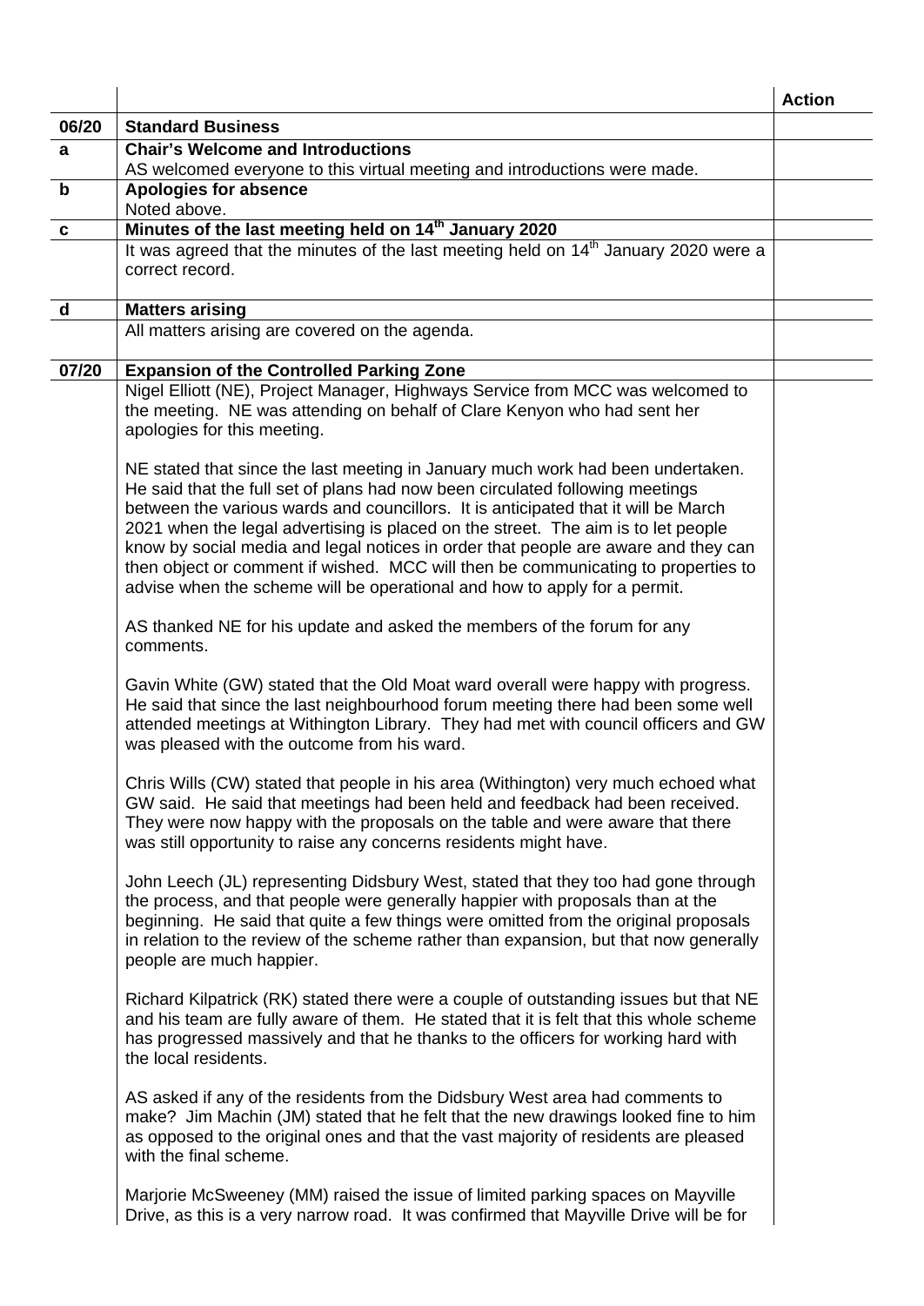| | | Action |
|---|---|---|
| 06/20 | **Standard Business** | |
| a | **Chair's Welcome and Introductions**<br>AS welcomed everyone to this virtual meeting and introductions were made. | |
| b | **Apologies for absence**<br>Noted above. | |
| c | **Minutes of the last meeting held on 14th January 2020** | |
| | It was agreed that the minutes of the last meeting held on 14th January 2020 were a correct record. | |
| d | **Matters arising** | |
| | All matters arising are covered on the agenda. | |
| 07/20 | **Expansion of the Controlled Parking Zone** | |
| | Nigel Elliott (NE), Project Manager, Highways Service from MCC was welcomed to the meeting. NE was attending on behalf of Clare Kenyon who had sent her apologies for this meeting.<br><br>NE stated that since the last meeting in January much work had been undertaken. He said that the full set of plans had now been circulated following meetings between the various wards and councillors. It is anticipated that it will be March 2021 when the legal advertising is placed on the street. The aim is to let people know by social media and legal notices in order that people are aware and they can then object or comment if wished. MCC will then be communicating to properties to advise when the scheme will be operational and how to apply for a permit.<br><br>AS thanked NE for his update and asked the members of the forum for any comments.<br><br>Gavin White (GW) stated that the Old Moat ward overall were happy with progress. He said that since the last neighbourhood forum meeting there had been some well attended meetings at Withington Library. They had met with council officers and GW was pleased with the outcome from his ward.<br><br>Chris Wills (CW) stated that people in his area (Withington) very much echoed what GW said. He said that meetings had been held and feedback had been received. They were now happy with the proposals on the table and were aware that there was still opportunity to raise any concerns residents might have.<br><br>John Leech (JL) representing Didsbury West, stated that they too had gone through the process, and that people were generally happier with proposals than at the beginning. He said that quite a few things were omitted from the original proposals in relation to the review of the scheme rather than expansion, but that now generally people are much happier.<br><br>Richard Kilpatrick (RK) stated there were a couple of outstanding issues but that NE and his team are fully aware of them. He stated that it is felt that this whole scheme has progressed massively and that he thanks to the officers for working hard with the local residents.<br><br>AS asked if any of the residents from the Didsbury West area had comments to make? Jim Machin (JM) stated that he felt that the new drawings looked fine to him as opposed to the original ones and that the vast majority of residents are pleased with the final scheme.<br><br>Marjorie McSweeney (MM) raised the issue of limited parking spaces on Mayville Drive, as this is a very narrow road. It was confirmed that Mayville Drive will be for | |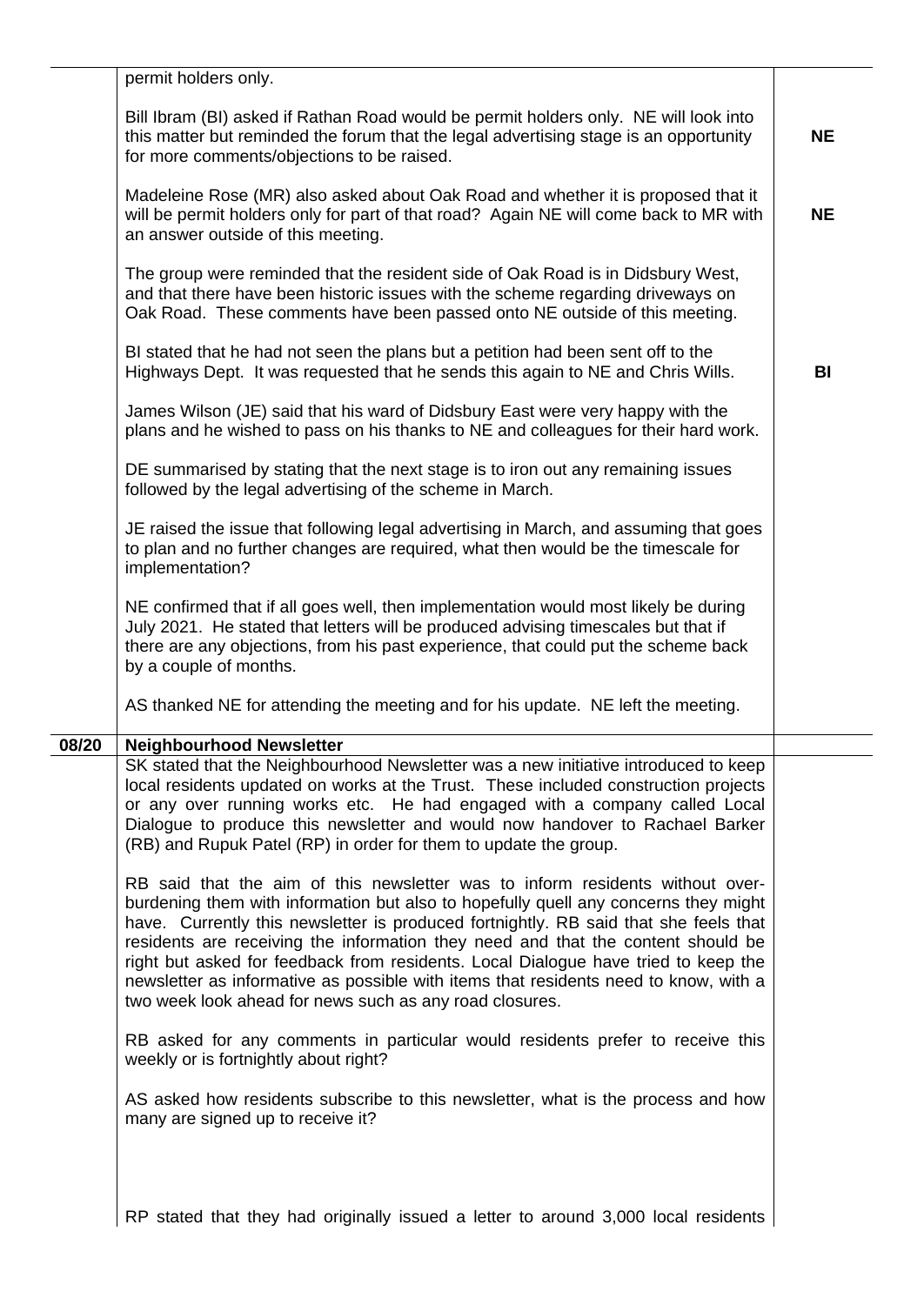| | | |
|---|---|---|
| | permit holders only.<br><br>Bill Ibram (BI) asked if Rathan Road would be permit holders only. NE will look into this matter but reminded the forum that the legal advertising stage is an opportunity for more comments/objections to be raised.<br><br>Madeleine Rose (MR) also asked about Oak Road and whether it is proposed that it will be permit holders only for part of that road? Again NE will come back to MR with an answer outside of this meeting.<br><br>The group were reminded that the resident side of Oak Road is in Didsbury West, and that there have been historic issues with the scheme regarding driveways on Oak Road. These comments have been passed onto NE outside of this meeting.<br><br>BI stated that he had not seen the plans but a petition had been sent off to the Highways Dept. It was requested that he sends this again to NE and Chris Wills.<br><br>James Wilson (JE) said that his ward of Didsbury East were very happy with the plans and he wished to pass on his thanks to NE and colleagues for their hard work.<br><br>DE summarised by stating that the next stage is to iron out any remaining issues followed by the legal advertising of the scheme in March.<br><br>JE raised the issue that following legal advertising in March, and assuming that goes to plan and no further changes are required, what then would be the timescale for implementation?<br><br>NE confirmed that if all goes well, then implementation would most likely be during July 2021. He stated that letters will be produced advising timescales but that if there are any objections, from his past experience, that could put the scheme back by a couple of months.<br><br>AS thanked NE for attending the meeting and for his update. NE left the meeting. | **NE**<br><br>**NE**<br><br>**BI** |
| **08/20** | **Neighbourhood Newsletter** | |
| | SK stated that the Neighbourhood Newsletter was a new initiative introduced to keep local residents updated on works at the Trust. These included construction projects or any over running works etc. He had engaged with a company called Local Dialogue to produce this newsletter and would now handover to Rachael Barker (RB) and Rupuk Patel (RP) in order for them to update the group.<br><br>RB said that the aim of this newsletter was to inform residents without over-burdening them with information but also to hopefully quell any concerns they might have. Currently this newsletter is produced fortnightly. RB said that she feels that residents are receiving the information they need and that the content should be right but asked for feedback from residents. Local Dialogue have tried to keep the newsletter as informative as possible with items that residents need to know, with a two week look ahead for news such as any road closures.<br><br>RB asked for any comments in particular would residents prefer to receive this weekly or is fortnightly about right?<br><br>AS asked how residents subscribe to this newsletter, what is the process and how many are signed up to receive it?<br><br>RP stated that they had originally issued a letter to around 3,000 local residents | |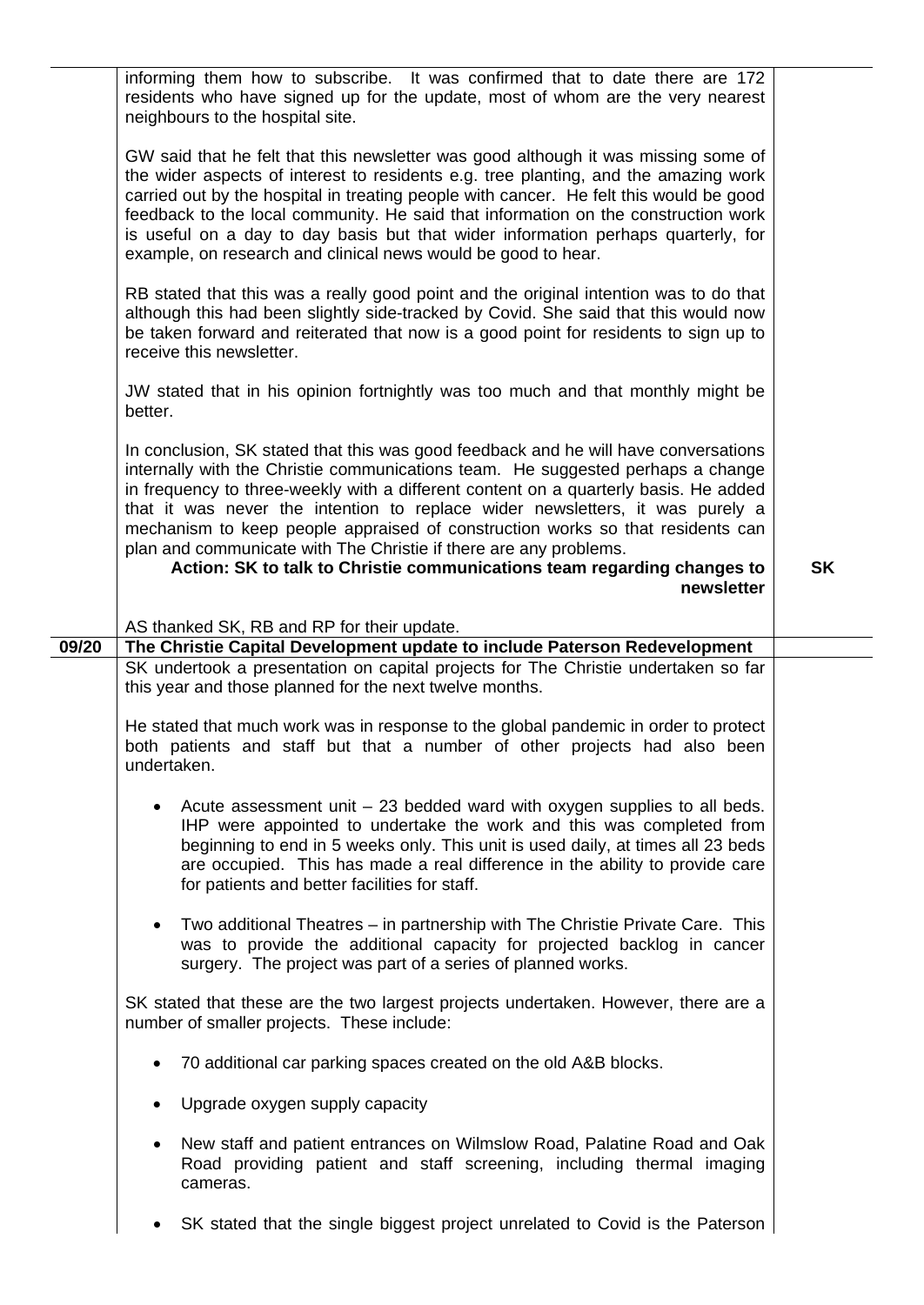|  |  |  |
|---|---|---|
|  | informing them how to subscribe. It was confirmed that to date there are 172 residents who have signed up for the update, most of whom are the very nearest neighbours to the hospital site.<br><br>GW said that he felt that this newsletter was good although it was missing some of the wider aspects of interest to residents e.g. tree planting, and the amazing work carried out by the hospital in treating people with cancer. He felt this would be good feedback to the local community. He said that information on the construction work is useful on a day to day basis but that wider information perhaps quarterly, for example, on research and clinical news would be good to hear.<br><br>RB stated that this was a really good point and the original intention was to do that although this had been slightly side-tracked by Covid. She said that this would now be taken forward and reiterated that now is a good point for residents to sign up to receive this newsletter.<br><br>JW stated that in his opinion fortnightly was too much and that monthly might be better.<br><br>In conclusion, SK stated that this was good feedback and he will have conversations internally with the Christie communications team. He suggested perhaps a change in frequency to three-weekly with a different content on a quarterly basis. He added that it was never the intention to replace wider newsletters, it was purely a mechanism to keep people appraised of construction works so that residents can plan and communicate with The Christie if there are any problems.<br>**Action: SK to talk to Christie communications team regarding changes to newsletter**<br><br>AS thanked SK, RB and RP for their update. | **SK** |
| **09/20** | **The Christie Capital Development update to include Paterson Redevelopment** |  |
|  | SK undertook a presentation on capital projects for The Christie undertaken so far this year and those planned for the next twelve months.<br><br>He stated that much work was in response to the global pandemic in order to protect both patients and staff but that a number of other projects had also been undertaken.<br><br>• Acute assessment unit – 23 bedded ward with oxygen supplies to all beds. IHP were appointed to undertake the work and this was completed from beginning to end in 5 weeks only. This unit is used daily, at times all 23 beds are occupied. This has made a real difference in the ability to provide care for patients and better facilities for staff.<br><br>• Two additional Theatres – in partnership with The Christie Private Care. This was to provide the additional capacity for projected backlog in cancer surgery. The project was part of a series of planned works.<br><br>SK stated that these are the two largest projects undertaken. However, there are a number of smaller projects. These include:<br><br>• 70 additional car parking spaces created on the old A&B blocks.<br><br>• Upgrade oxygen supply capacity<br><br>• New staff and patient entrances on Wilmslow Road, Palatine Road and Oak Road providing patient and staff screening, including thermal imaging cameras.<br><br>• SK stated that the single biggest project unrelated to Covid is the Paterson |  |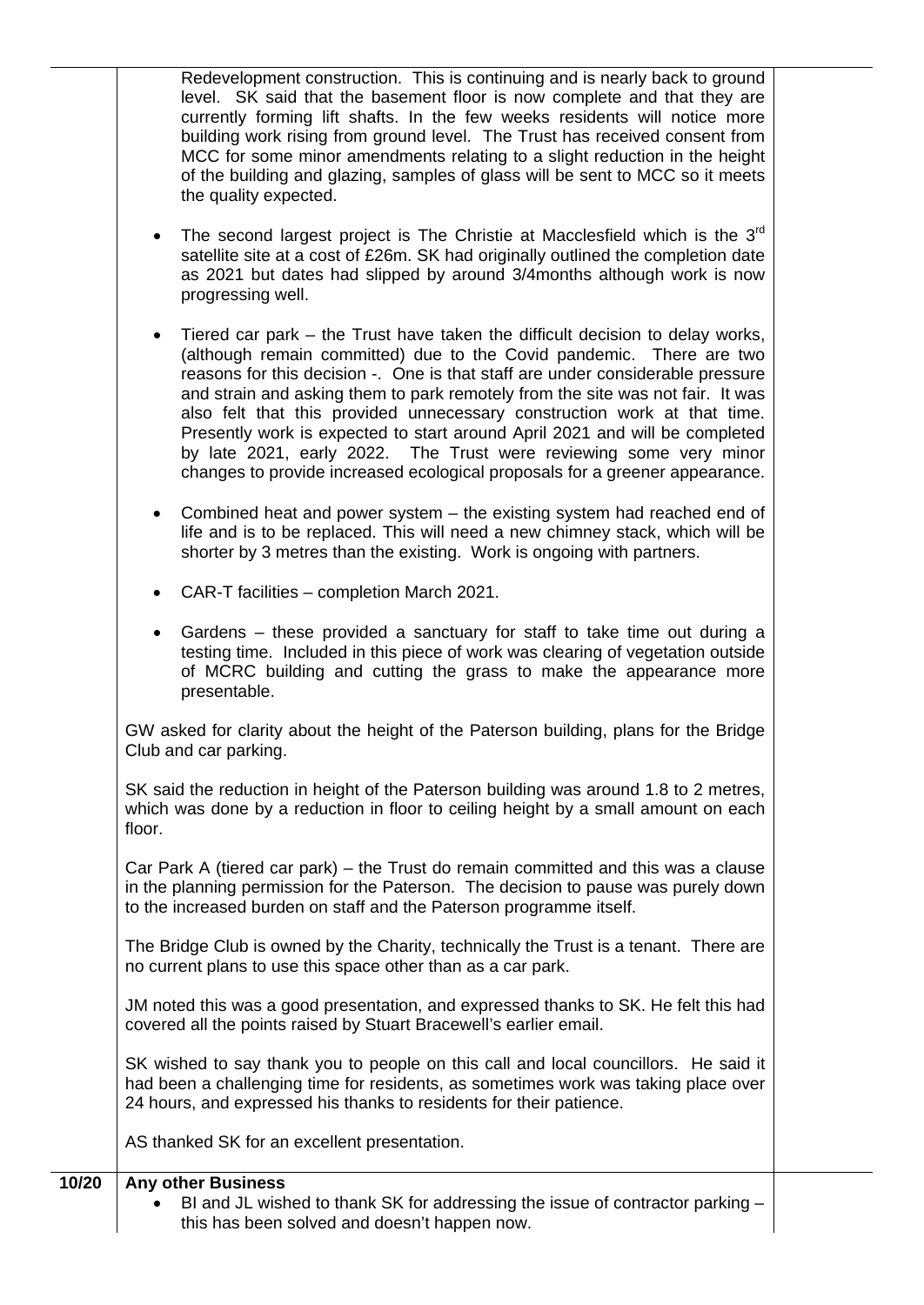Redevelopment construction. This is continuing and is nearly back to ground level. SK said that the basement floor is now complete and that they are currently forming lift shafts. In the few weeks residents will notice more building work rising from ground level. The Trust has received consent from MCC for some minor amendments relating to a slight reduction in the height of the building and glazing, samples of glass will be sent to MCC so it meets the quality expected.

- The second largest project is The Christie at Macclesfield which is the 3rd satellite site at a cost of £26m. SK had originally outlined the completion date as 2021 but dates had slipped by around 3/4months although work is now progressing well.
- Tiered car park – the Trust have taken the difficult decision to delay works, (although remain committed) due to the Covid pandemic. There are two reasons for this decision -. One is that staff are under considerable pressure and strain and asking them to park remotely from the site was not fair. It was also felt that this provided unnecessary construction work at that time. Presently work is expected to start around April 2021 and will be completed by late 2021, early 2022. The Trust were reviewing some very minor changes to provide increased ecological proposals for a greener appearance.
- Combined heat and power system – the existing system had reached end of life and is to be replaced. This will need a new chimney stack, which will be shorter by 3 metres than the existing. Work is ongoing with partners.
- CAR-T facilities – completion March 2021.
- Gardens – these provided a sanctuary for staff to take time out during a testing time. Included in this piece of work was clearing of vegetation outside of MCRC building and cutting the grass to make the appearance more presentable.

GW asked for clarity about the height of the Paterson building, plans for the Bridge Club and car parking.

SK said the reduction in height of the Paterson building was around 1.8 to 2 metres, which was done by a reduction in floor to ceiling height by a small amount on each floor.

Car Park A (tiered car park) – the Trust do remain committed and this was a clause in the planning permission for the Paterson. The decision to pause was purely down to the increased burden on staff and the Paterson programme itself.

The Bridge Club is owned by the Charity, technically the Trust is a tenant. There are no current plans to use this space other than as a car park.

JM noted this was a good presentation, and expressed thanks to SK. He felt this had covered all the points raised by Stuart Bracewell's earlier email.

SK wished to say thank you to people on this call and local councillors. He said it had been a challenging time for residents, as sometimes work was taking place over 24 hours, and expressed his thanks to residents for their patience.

AS thanked SK for an excellent presentation.

**10/20 Any other Business**

- BI and JL wished to thank SK for addressing the issue of contractor parking – this has been solved and doesn't happen now.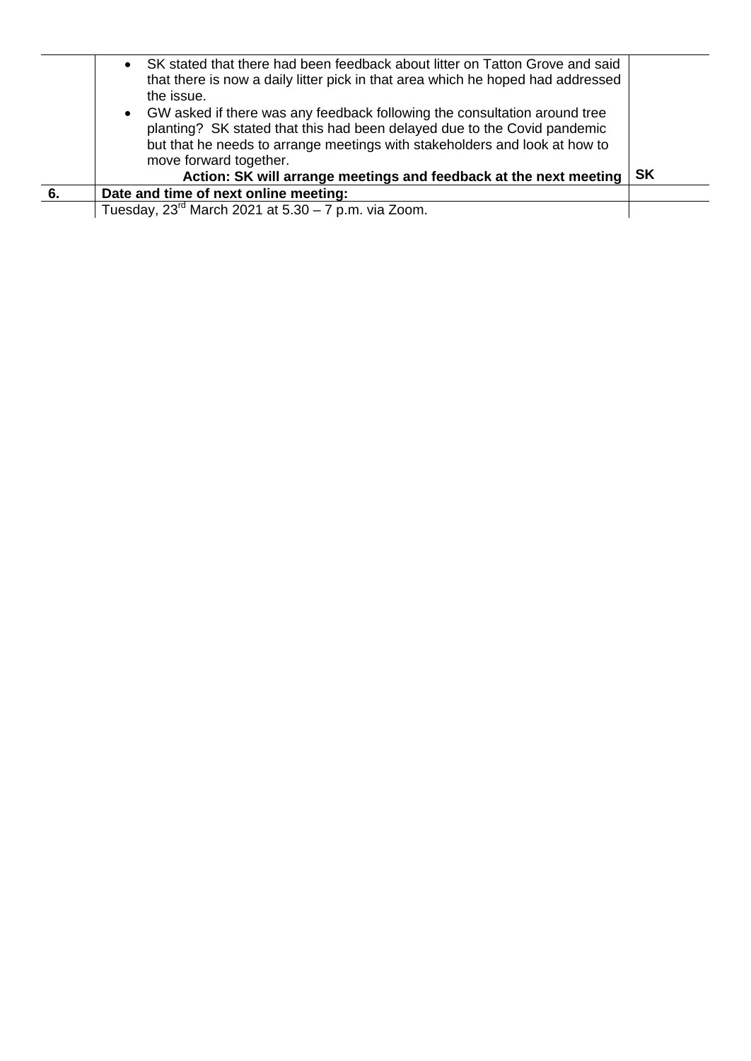| | | |
|---|---|---|
| | • SK stated that there had been feedback about litter on Tatton Grove and said that there is now a daily litter pick in that area which he hoped had addressed the issue.<br>• GW asked if there was any feedback following the consultation around tree planting? SK stated that this had been delayed due to the Covid pandemic but that he needs to arrange meetings with stakeholders and look at how to move forward together.<br>**Action: SK will arrange meetings and feedback at the next meeting** | **SK** |
| **6.** | **Date and time of next online meeting:** | |
| | Tuesday, 23rd March 2021 at 5.30 – 7 p.m. via Zoom. | |